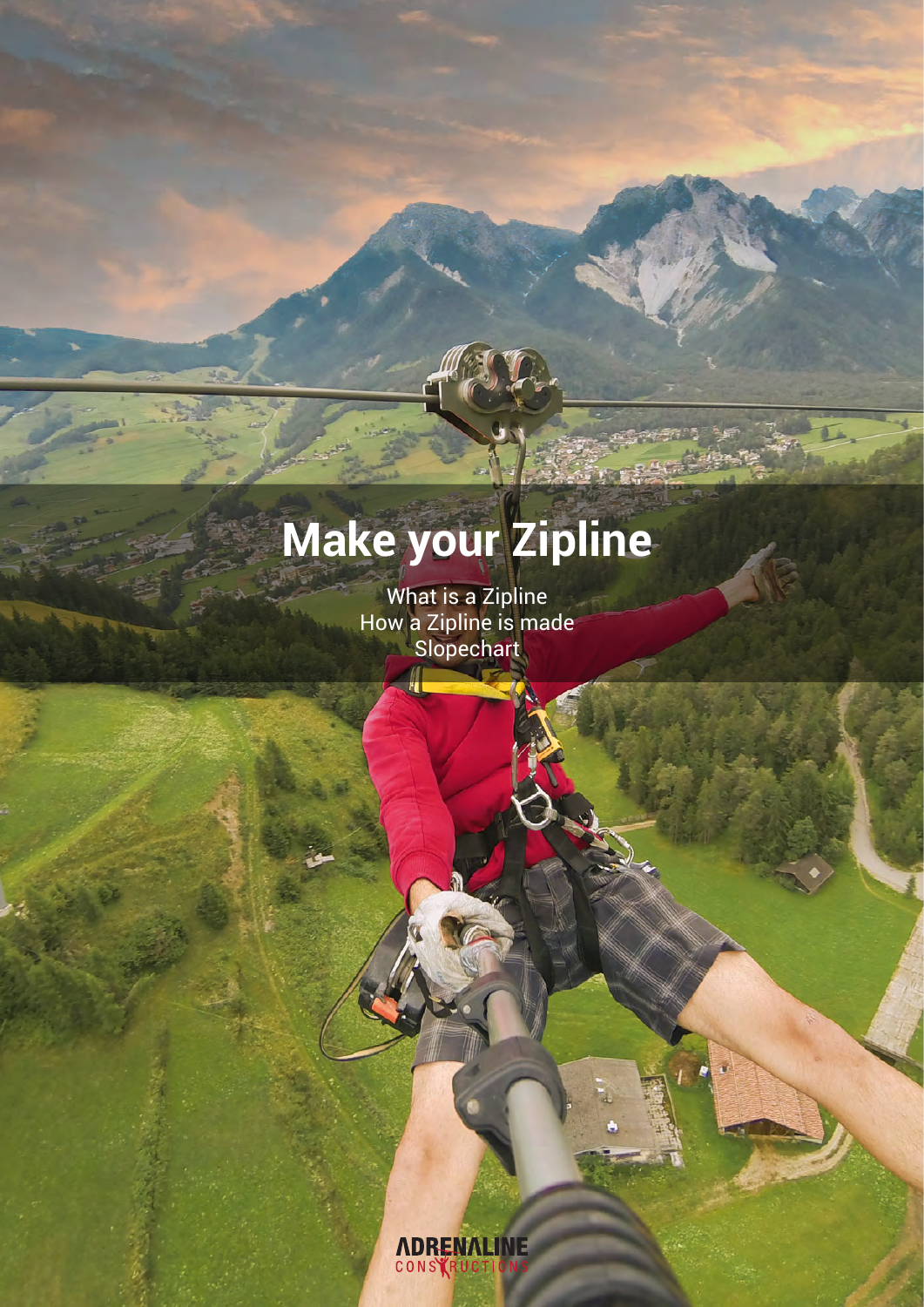# Make your Zipline

What is a Zipline
How a Zipline is made
Slopechart

ADRENALINE CONSTRUCTIONS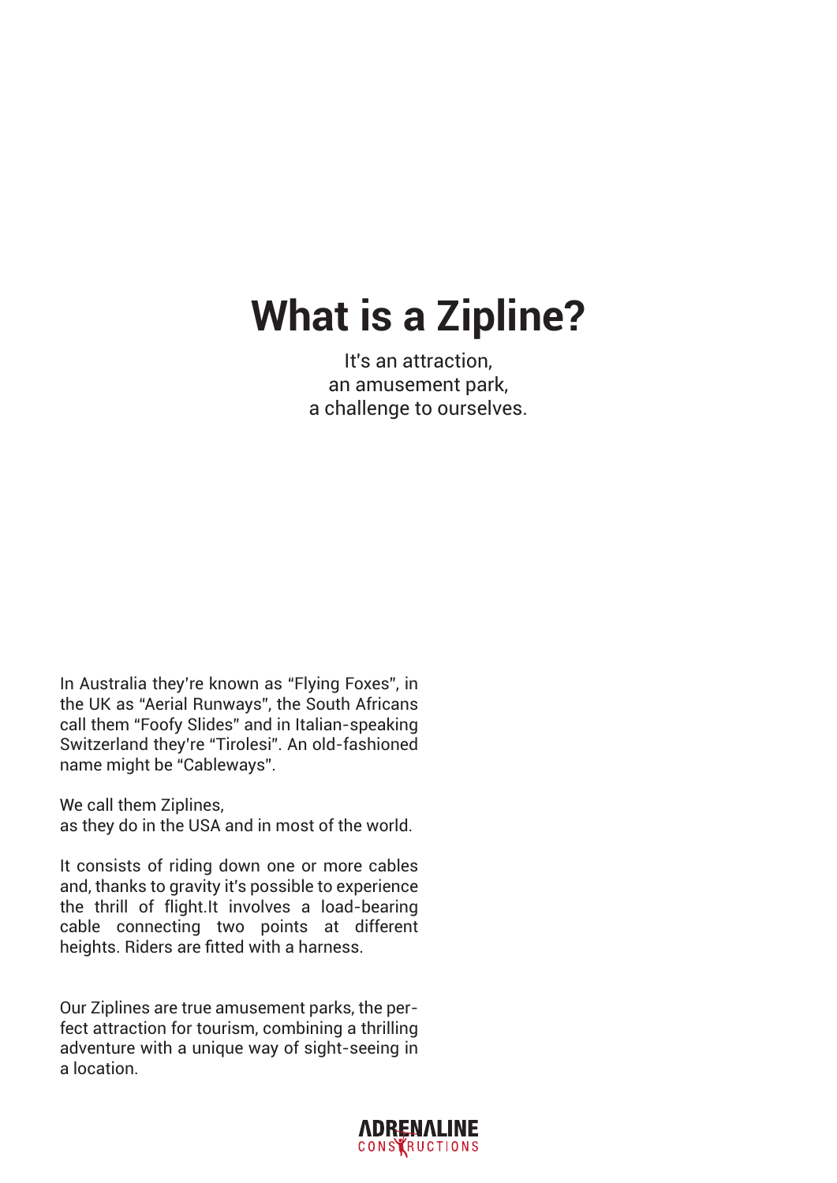# What is a Zipline?

It's an attraction,
an amusement park,
a challenge to ourselves.

In Australia they're known as "Flying Foxes", in the UK as "Aerial Runways", the South Africans call them "Foofy Slides" and in Italian-speaking Switzerland they're "Tirolesi". An old-fashioned name might be "Cableways".

We call them Ziplines,
as they do in the USA and in most of the world.

It consists of riding down one or more cables and, thanks to gravity it's possible to experience the thrill of flight.It involves a load-bearing cable connecting two points at different heights. Riders are fitted with a harness.

Our Ziplines are true amusement parks, the perfect attraction for tourism, combining a thrilling adventure with a unique way of sight-seeing in a location.

ADRENALINE CONSTRUCTIONS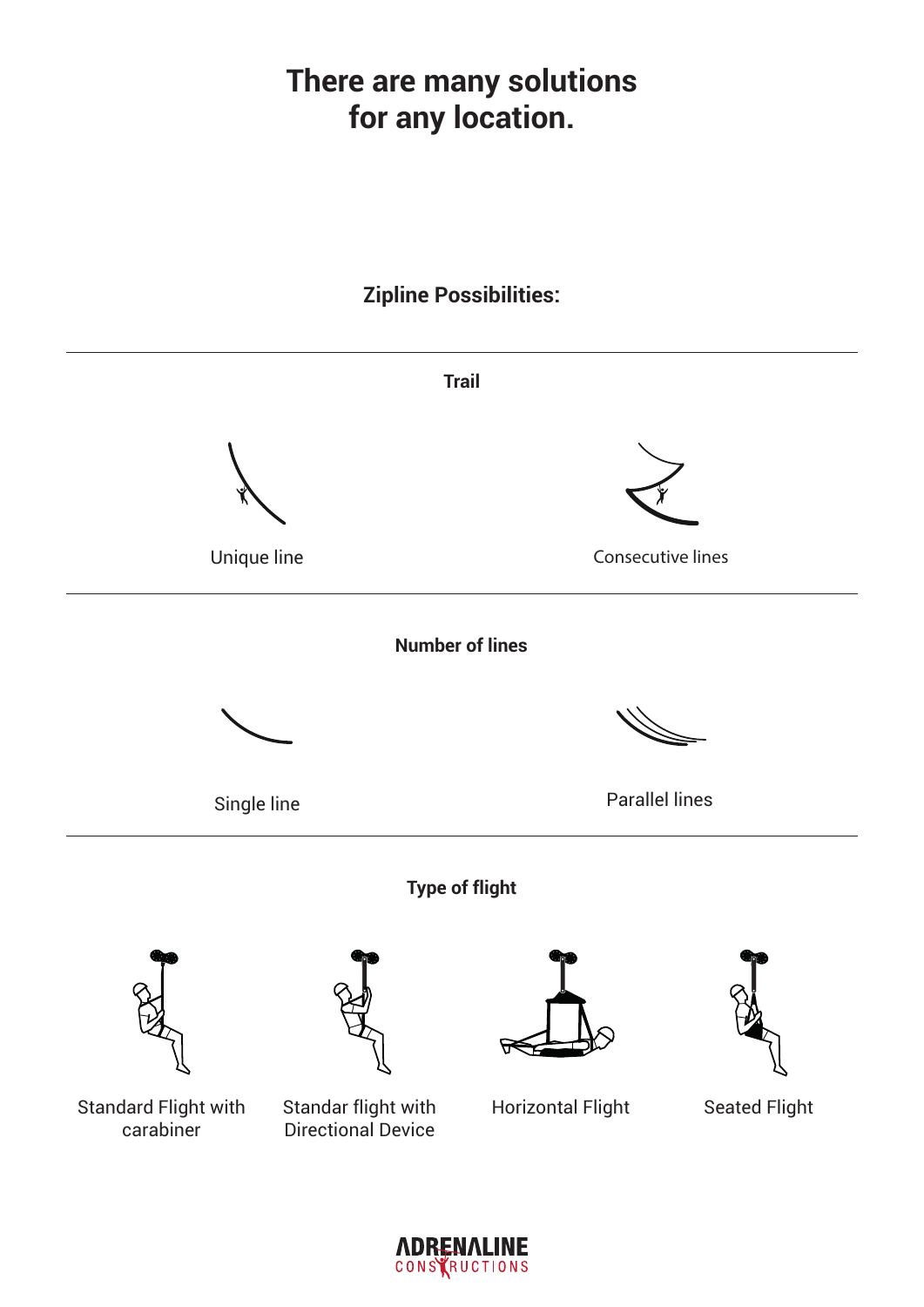# There are many solutions for any location.

## Zipline Possibilities:

### Trail

Unique line

Consecutive lines

### Number of lines

Single line

Parallel lines

### Type of flight

Standard Flight with carabiner

Standar flight with Directional Device

Horizontal Flight

Seated Flight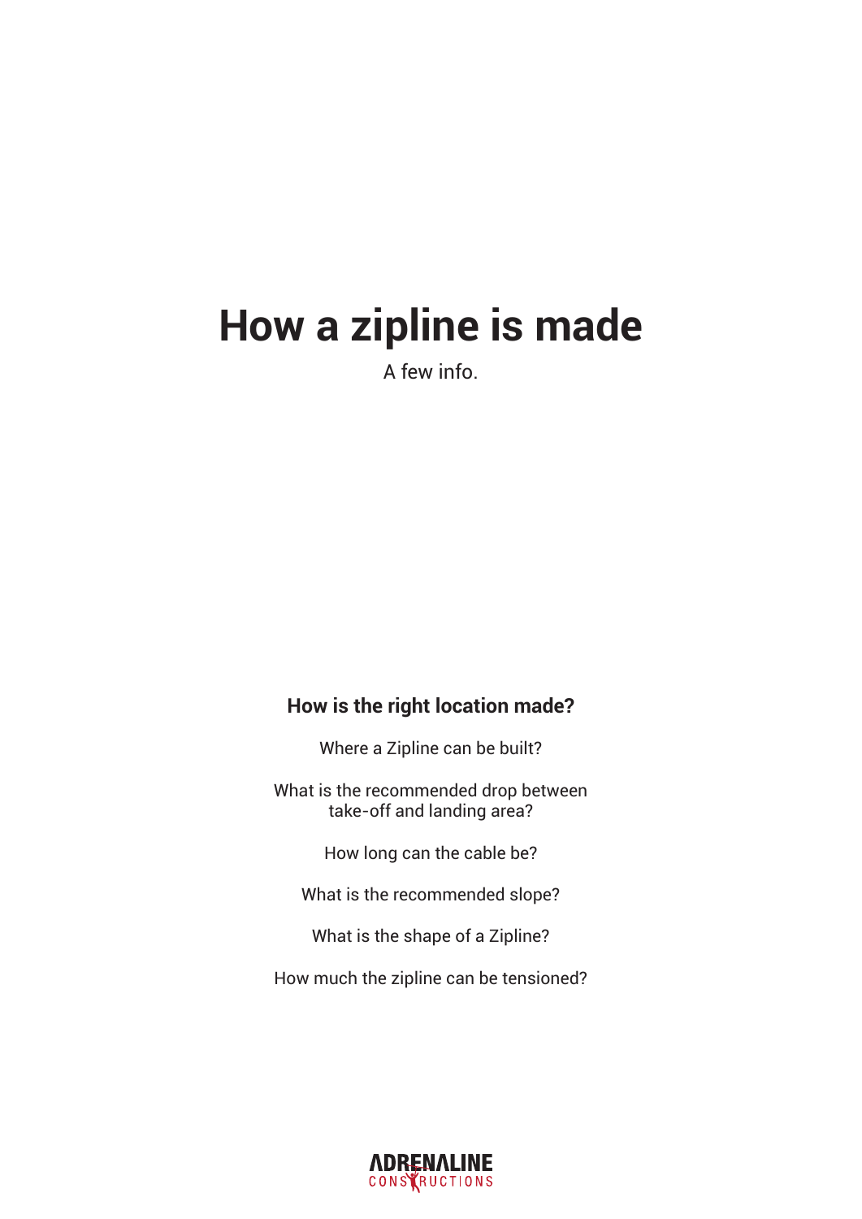# How a zipline is made

A few info.

## How is the right location made?

Where a Zipline can be built?

What is the recommended drop between take-off and landing area?

How long can the cable be?

What is the recommended slope?

What is the shape of a Zipline?

How much the zipline can be tensioned?

ADRENALINE CONSTRUCTIONS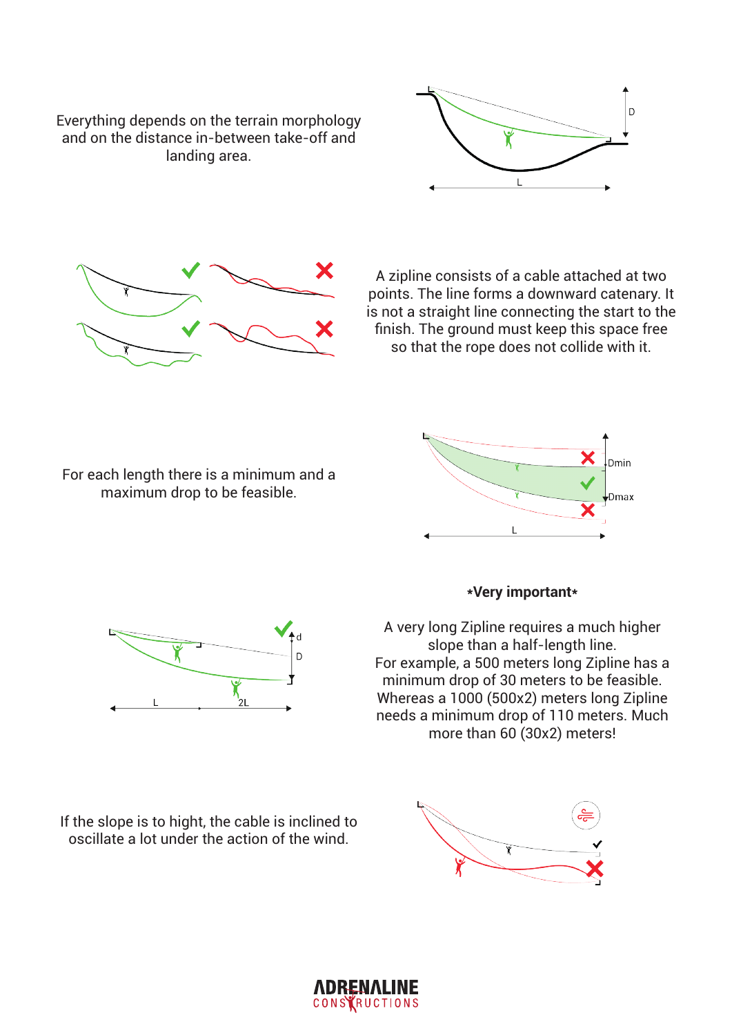Everything depends on the terrain morphology and on the distance in-between take-off and landing area.

A zipline consists of a cable attached at two points. The line forms a downward catenary. It is not a straight line connecting the start to the finish. The ground must keep this space free so that the rope does not collide with it.

For each length there is a minimum and a maximum drop to be feasible.

**\*Very important\***

A very long Zipline requires a much higher slope than a half-length line.
For example, a 500 meters long Zipline has a minimum drop of 30 meters to be feasible. Whereas a 1000 (500x2) meters long Zipline needs a minimum drop of 110 meters. Much more than 60 (30x2) meters!

If the slope is to hight, the cable is inclined to oscillate a lot under the action of the wind.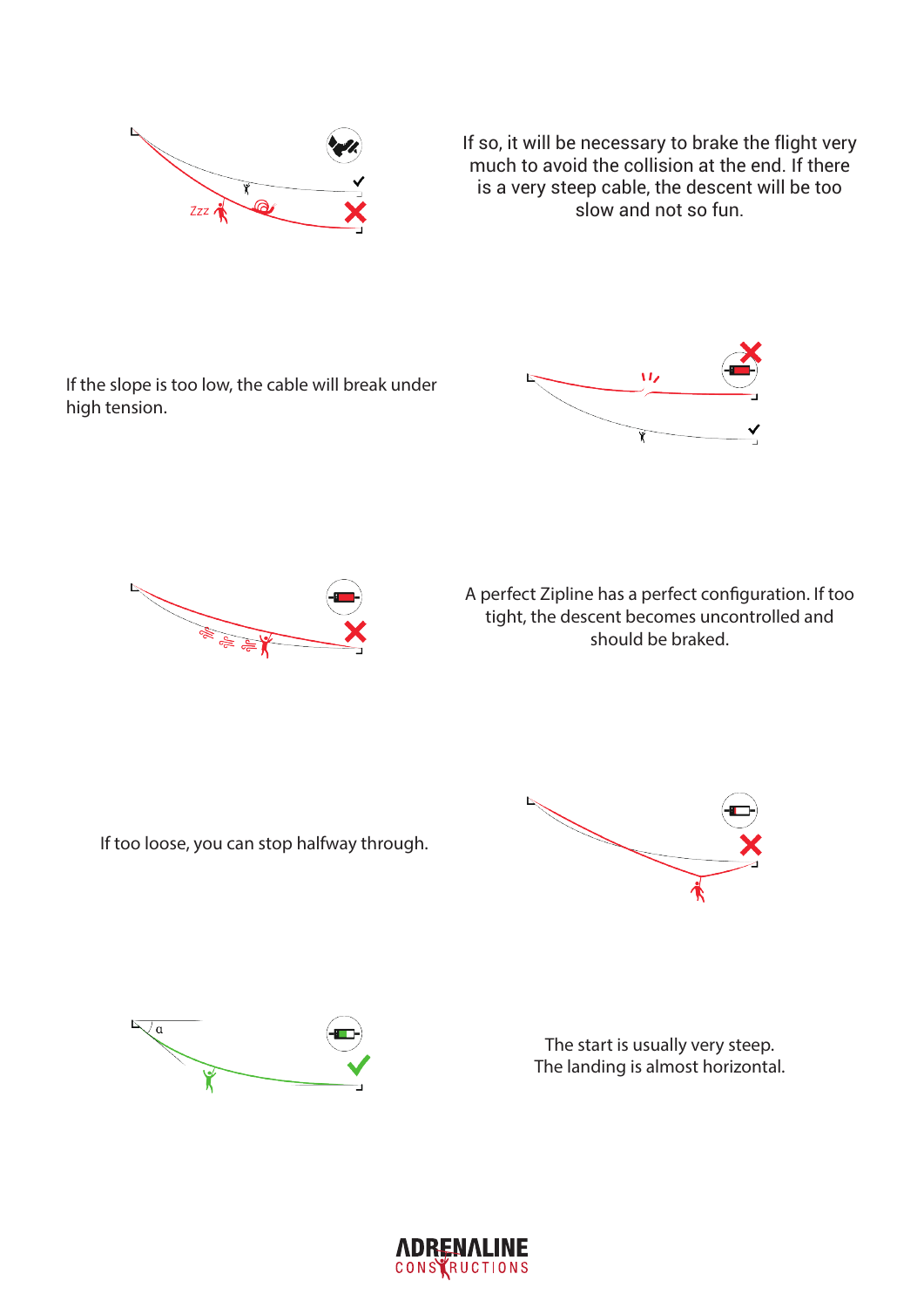If so, it will be necessary to brake the flight very much to avoid the collision at the end. If there is a very steep cable, the descent will be too slow and not so fun.

If the slope is too low, the cable will break under high tension.

A perfect Zipline has a perfect configuration. If too tight, the descent becomes uncontrolled and should be braked.

If too loose, you can stop halfway through.

The start is usually very steep.
The landing is almost horizontal.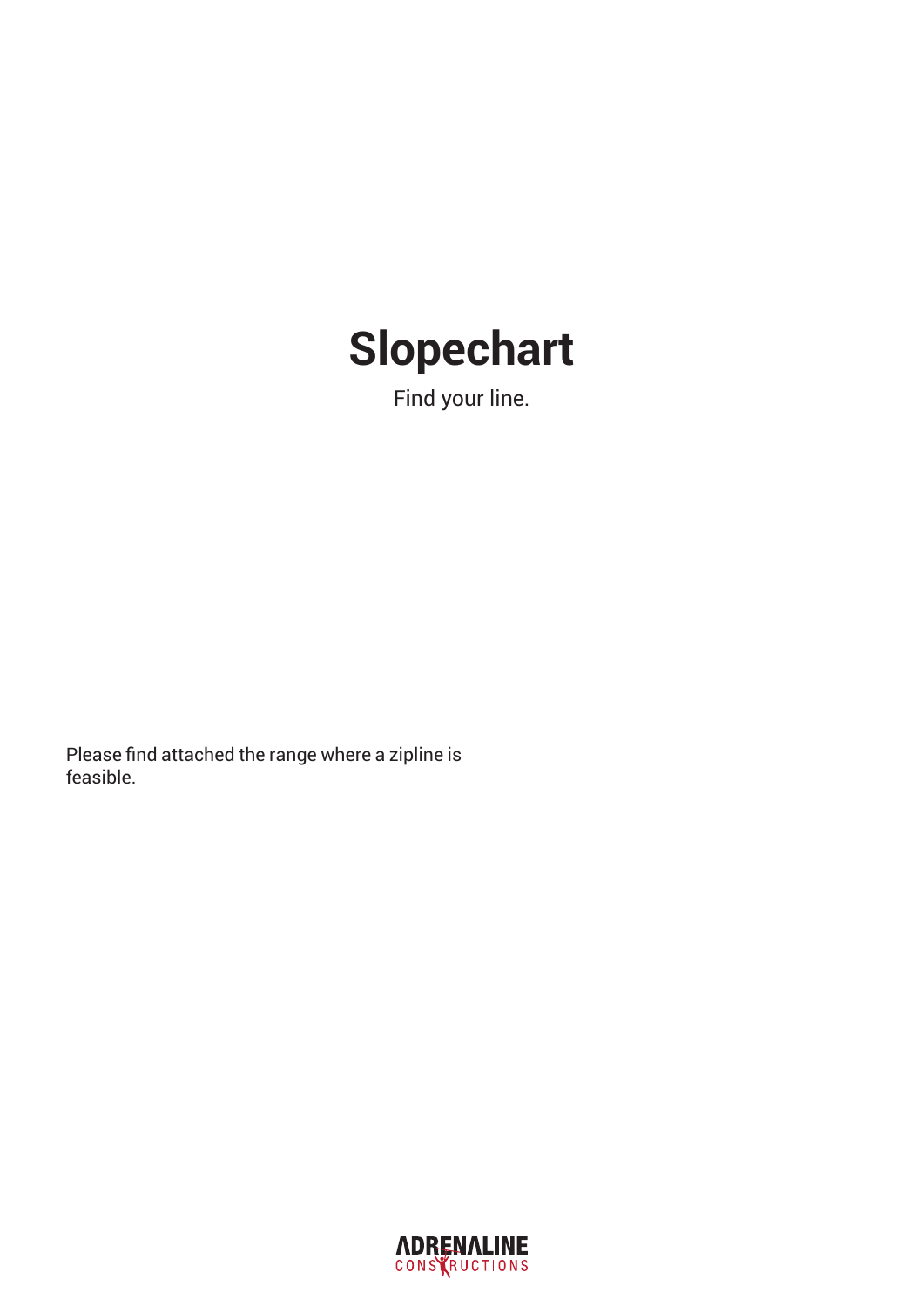# Slopechart

Find your line.

Please find attached the range where a zipline is feasible.

ADRENALINE CONSTRUCTIONS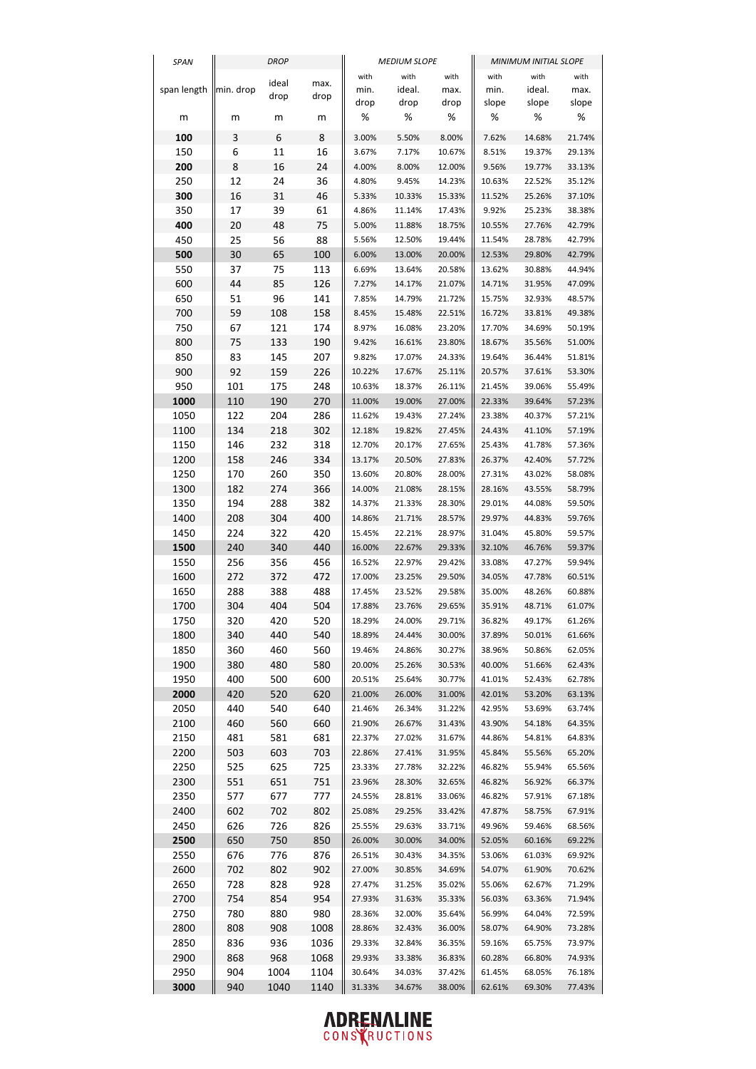| SPAN | DROP | | | MEDIUM SLOPE | | | MINIMUM INITIAL SLOPE | | |
|---|---|---|---|---|---|---|---|---|---|
| span length | min. drop | ideal drop | max. drop | with min. drop | with ideal. drop | with max. drop | with min. slope | with ideal. slope | with max. slope |
| m | m | m | m | % | % | % | % | % | % |
| **100** | 3 | 6 | 8 | 3.00% | 5.50% | 8.00% | 7.62% | 14.68% | 21.74% |
| 150 | 6 | 11 | 16 | 3.67% | 7.17% | 10.67% | 8.51% | 19.37% | 29.13% |
| **200** | 8 | 16 | 24 | 4.00% | 8.00% | 12.00% | 9.56% | 19.77% | 33.13% |
| 250 | 12 | 24 | 36 | 4.80% | 9.45% | 14.23% | 10.63% | 22.52% | 35.12% |
| **300** | 16 | 31 | 46 | 5.33% | 10.33% | 15.33% | 11.52% | 25.26% | 37.10% |
| 350 | 17 | 39 | 61 | 4.86% | 11.14% | 17.43% | 9.92% | 25.23% | 38.38% |
| **400** | 20 | 48 | 75 | 5.00% | 11.88% | 18.75% | 10.55% | 27.76% | 42.79% |
| 450 | 25 | 56 | 88 | 5.56% | 12.50% | 19.44% | 11.54% | 28.78% | 42.79% |
| **500** | 30 | 65 | 100 | 6.00% | 13.00% | 20.00% | 12.53% | 29.80% | 42.79% |
| 550 | 37 | 75 | 113 | 6.69% | 13.64% | 20.58% | 13.62% | 30.88% | 44.94% |
| 600 | 44 | 85 | 126 | 7.27% | 14.17% | 21.07% | 14.71% | 31.95% | 47.09% |
| 650 | 51 | 96 | 141 | 7.85% | 14.79% | 21.72% | 15.75% | 32.93% | 48.57% |
| 700 | 59 | 108 | 158 | 8.45% | 15.48% | 22.51% | 16.72% | 33.81% | 49.38% |
| 750 | 67 | 121 | 174 | 8.97% | 16.08% | 23.20% | 17.70% | 34.69% | 50.19% |
| 800 | 75 | 133 | 190 | 9.42% | 16.61% | 23.80% | 18.67% | 35.56% | 51.00% |
| 850 | 83 | 145 | 207 | 9.82% | 17.07% | 24.33% | 19.64% | 36.44% | 51.81% |
| 900 | 92 | 159 | 226 | 10.22% | 17.67% | 25.11% | 20.57% | 37.61% | 53.30% |
| 950 | 101 | 175 | 248 | 10.63% | 18.37% | 26.11% | 21.45% | 39.06% | 55.49% |
| **1000** | 110 | 190 | 270 | 11.00% | 19.00% | 27.00% | 22.33% | 39.64% | 57.23% |
| 1050 | 122 | 204 | 286 | 11.62% | 19.43% | 27.24% | 23.38% | 40.37% | 57.21% |
| 1100 | 134 | 218 | 302 | 12.18% | 19.82% | 27.45% | 24.43% | 41.10% | 57.19% |
| 1150 | 146 | 232 | 318 | 12.70% | 20.17% | 27.65% | 25.43% | 41.78% | 57.36% |
| 1200 | 158 | 246 | 334 | 13.17% | 20.50% | 27.83% | 26.37% | 42.40% | 57.72% |
| 1250 | 170 | 260 | 350 | 13.60% | 20.80% | 28.00% | 27.31% | 43.02% | 58.08% |
| 1300 | 182 | 274 | 366 | 14.00% | 21.08% | 28.15% | 28.16% | 43.55% | 58.79% |
| 1350 | 194 | 288 | 382 | 14.37% | 21.33% | 28.30% | 29.01% | 44.08% | 59.50% |
| 1400 | 208 | 304 | 400 | 14.86% | 21.71% | 28.57% | 29.97% | 44.83% | 59.76% |
| 1450 | 224 | 322 | 420 | 15.45% | 22.21% | 28.97% | 31.04% | 45.80% | 59.57% |
| **1500** | 240 | 340 | 440 | 16.00% | 22.67% | 29.33% | 32.10% | 46.76% | 59.37% |
| 1550 | 256 | 356 | 456 | 16.52% | 22.97% | 29.42% | 33.08% | 47.27% | 59.94% |
| 1600 | 272 | 372 | 472 | 17.00% | 23.25% | 29.50% | 34.05% | 47.78% | 60.51% |
| 1650 | 288 | 388 | 488 | 17.45% | 23.52% | 29.58% | 35.00% | 48.26% | 60.88% |
| 1700 | 304 | 404 | 504 | 17.88% | 23.76% | 29.65% | 35.91% | 48.71% | 61.07% |
| 1750 | 320 | 420 | 520 | 18.29% | 24.00% | 29.71% | 36.82% | 49.17% | 61.26% |
| 1800 | 340 | 440 | 540 | 18.89% | 24.44% | 30.00% | 37.89% | 50.01% | 61.66% |
| 1850 | 360 | 460 | 560 | 19.46% | 24.86% | 30.27% | 38.96% | 50.86% | 62.05% |
| 1900 | 380 | 480 | 580 | 20.00% | 25.26% | 30.53% | 40.00% | 51.66% | 62.43% |
| 1950 | 400 | 500 | 600 | 20.51% | 25.64% | 30.77% | 41.01% | 52.43% | 62.78% |
| **2000** | 420 | 520 | 620 | 21.00% | 26.00% | 31.00% | 42.01% | 53.20% | 63.13% |
| 2050 | 440 | 540 | 640 | 21.46% | 26.34% | 31.22% | 42.95% | 53.69% | 63.74% |
| 2100 | 460 | 560 | 660 | 21.90% | 26.67% | 31.43% | 43.90% | 54.18% | 64.35% |
| 2150 | 481 | 581 | 681 | 22.37% | 27.02% | 31.67% | 44.86% | 54.81% | 64.83% |
| 2200 | 503 | 603 | 703 | 22.86% | 27.41% | 31.95% | 45.84% | 55.56% | 65.20% |
| 2250 | 525 | 625 | 725 | 23.33% | 27.78% | 32.22% | 46.82% | 55.94% | 65.56% |
| 2300 | 551 | 651 | 751 | 23.96% | 28.30% | 32.65% | 46.82% | 56.92% | 66.37% |
| 2350 | 577 | 677 | 777 | 24.55% | 28.81% | 33.06% | 46.82% | 57.91% | 67.18% |
| 2400 | 602 | 702 | 802 | 25.08% | 29.25% | 33.42% | 47.87% | 58.75% | 67.91% |
| 2450 | 626 | 726 | 826 | 25.55% | 29.63% | 33.71% | 49.96% | 59.46% | 68.56% |
| **2500** | 650 | 750 | 850 | 26.00% | 30.00% | 34.00% | 52.05% | 60.16% | 69.22% |
| 2550 | 676 | 776 | 876 | 26.51% | 30.43% | 34.35% | 53.06% | 61.03% | 69.92% |
| 2600 | 702 | 802 | 902 | 27.00% | 30.85% | 34.69% | 54.07% | 61.90% | 70.62% |
| 2650 | 728 | 828 | 928 | 27.47% | 31.25% | 35.02% | 55.06% | 62.67% | 71.29% |
| 2700 | 754 | 854 | 954 | 27.93% | 31.63% | 35.33% | 56.03% | 63.36% | 71.94% |
| 2750 | 780 | 880 | 980 | 28.36% | 32.00% | 35.64% | 56.99% | 64.04% | 72.59% |
| 2800 | 808 | 908 | 1008 | 28.86% | 32.43% | 36.00% | 58.07% | 64.90% | 73.28% |
| 2850 | 836 | 936 | 1036 | 29.33% | 32.84% | 36.35% | 59.16% | 65.75% | 73.97% |
| 2900 | 868 | 968 | 1068 | 29.93% | 33.38% | 36.83% | 60.28% | 66.80% | 74.93% |
| 2950 | 904 | 1004 | 1104 | 30.64% | 34.03% | 37.42% | 61.45% | 68.05% | 76.18% |
| **3000** | 940 | 1040 | 1140 | 31.33% | 34.67% | 38.00% | 62.61% | 69.30% | 77.43% |

ADRENALINE CONSTRUCTIONS